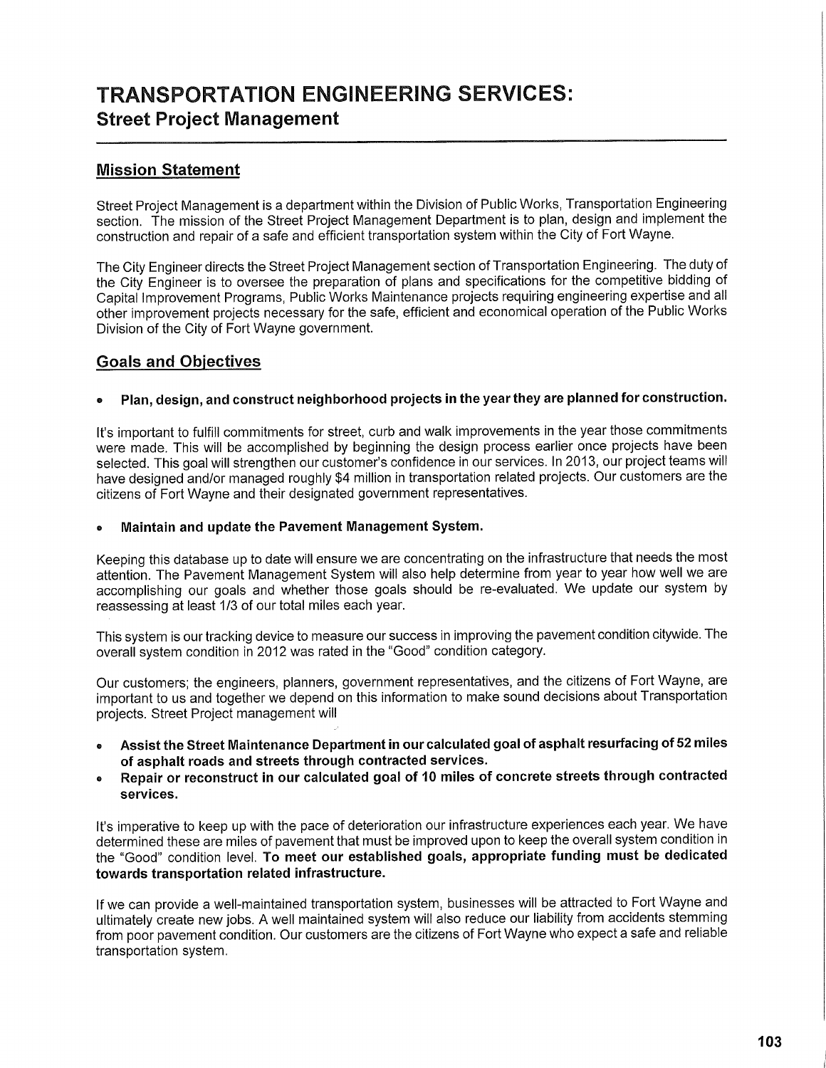# TRANSPORTATION ENGINEERING SERVICES:
## Street Project Management

### Mission Statement

Street Project Management is a department within the Division of Public Works, Transportation Engineering section. The mission of the Street Project Management Department is to plan, design and implement the construction and repair of a safe and efficient transportation system within the City of Fort Wayne.

The City Engineer directs the Street Project Management section of Transportation Engineering. The duty of the City Engineer is to oversee the preparation of plans and specifications for the competitive bidding of Capital Improvement Programs, Public Works Maintenance projects requiring engineering expertise and all other improvement projects necessary for the safe, efficient and economical operation of the Public Works Division of the City of Fort Wayne government.

### Goals and Objectives

- **Plan, design, and construct neighborhood projects in the year they are planned for construction.**

It's important to fulfill commitments for street, curb and walk improvements in the year those commitments were made. This will be accomplished by beginning the design process earlier once projects have been selected. This goal will strengthen our customer's confidence in our services. In 2013, our project teams will have designed and/or managed roughly $4 million in transportation related projects. Our customers are the citizens of Fort Wayne and their designated government representatives.

- **Maintain and update the Pavement Management System.**

Keeping this database up to date will ensure we are concentrating on the infrastructure that needs the most attention. The Pavement Management System will also help determine from year to year how well we are accomplishing our goals and whether those goals should be re-evaluated. We update our system by reassessing at least 1/3 of our total miles each year.

This system is our tracking device to measure our success in improving the pavement condition citywide. The overall system condition in 2012 was rated in the "Good" condition category.

Our customers; the engineers, planners, government representatives, and the citizens of Fort Wayne, are important to us and together we depend on this information to make sound decisions about Transportation projects. Street Project management will

- **Assist the Street Maintenance Department in our calculated goal of asphalt resurfacing of 52 miles of asphalt roads and streets through contracted services.**
- **Repair or reconstruct in our calculated goal of 10 miles of concrete streets through contracted services.**

It's imperative to keep up with the pace of deterioration our infrastructure experiences each year. We have determined these are miles of pavement that must be improved upon to keep the overall system condition in the "Good" condition level. **To meet our established goals, appropriate funding must be dedicated towards transportation related infrastructure.**

If we can provide a well-maintained transportation system, businesses will be attracted to Fort Wayne and ultimately create new jobs. A well maintained system will also reduce our liability from accidents stemming from poor pavement condition. Our customers are the citizens of Fort Wayne who expect a safe and reliable transportation system.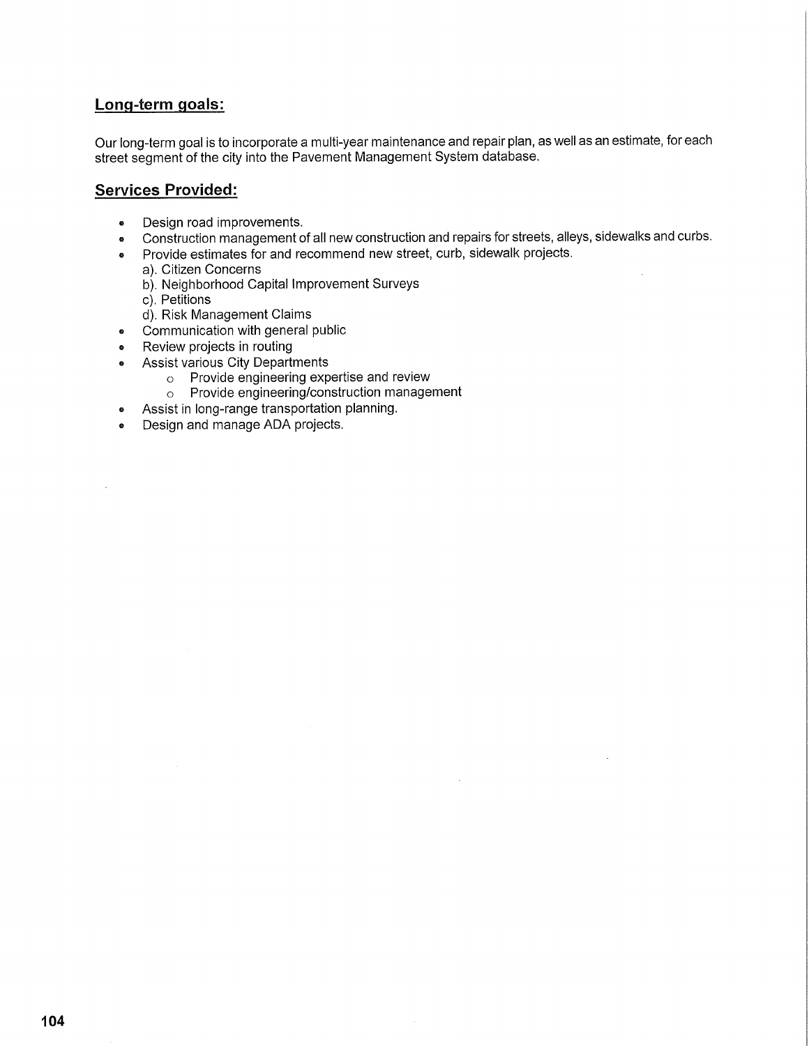## Long-term goals:

Our long-term goal is to incorporate a multi-year maintenance and repair plan, as well as an estimate, for each street segment of the city into the Pavement Management System database.

## Services Provided:

- Design road improvements.
- Construction management of all new construction and repairs for streets, alleys, sidewalks and curbs.
- Provide estimates for and recommend new street, curb, sidewalk projects.
  a). Citizen Concerns
  b). Neighborhood Capital Improvement Surveys
  c). Petitions
  d). Risk Management Claims
- Communication with general public
- Review projects in routing
- Assist various City Departments
  - Provide engineering expertise and review
  - Provide engineering/construction management
- Assist in long-range transportation planning.
- Design and manage ADA projects.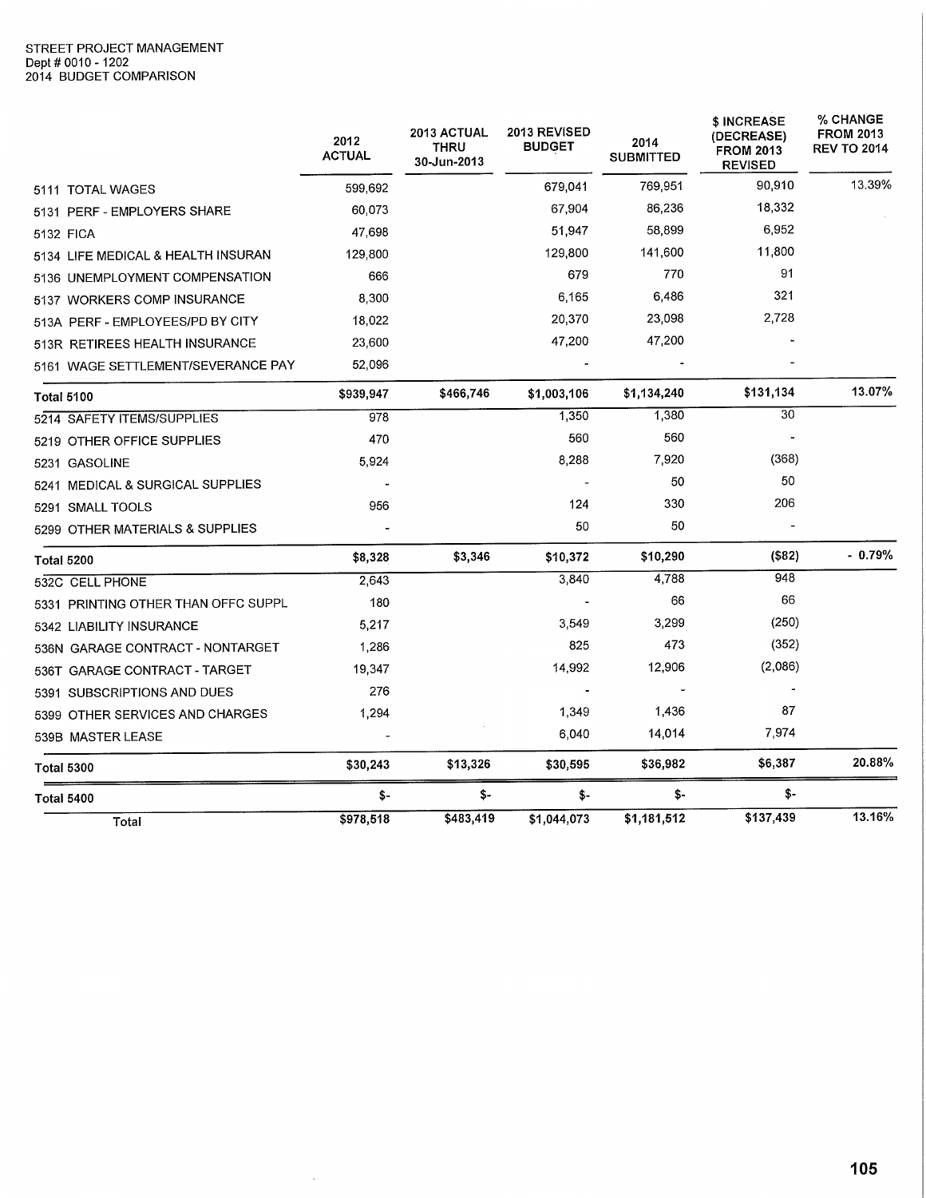STREET PROJECT MANAGEMENT
Dept # 0010 - 1202
2014 BUDGET COMPARISON

| | 2012 ACTUAL | 2013 ACTUAL THRU 30-Jun-2013 | 2013 REVISED BUDGET | 2014 SUBMITTED | $ INCREASE (DECREASE) FROM 2013 REVISED | % CHANGE FROM 2013 REV TO 2014 |
|---|---|---|---|---|---|---|
| 5111 TOTAL WAGES | 599,692 | | 679,041 | 769,951 | 90,910 | 13.39% |
| 5131 PERF - EMPLOYERS SHARE | 60,073 | | 67,904 | 86,236 | 18,332 | |
| 5132 FICA | 47,698 | | 51,947 | 58,899 | 6,952 | |
| 5134 LIFE MEDICAL & HEALTH INSURAN | 129,800 | | 129,800 | 141,600 | 11,800 | |
| 5136 UNEMPLOYMENT COMPENSATION | 666 | | 679 | 770 | 91 | |
| 5137 WORKERS COMP INSURANCE | 8,300 | | 6,165 | 6,486 | 321 | |
| 513A PERF - EMPLOYEES/PD BY CITY | 18,022 | | 20,370 | 23,098 | 2,728 | |
| 513R RETIREES HEALTH INSURANCE | 23,600 | | 47,200 | 47,200 | - | |
| 5161 WAGE SETTLEMENT/SEVERANCE PAY | 52,096 | | - | - | - | |
| **Total 5100** | **$939,947** | **$466,746** | **$1,003,106** | **$1,134,240** | **$131,134** | **13.07%** |
| 5214 SAFETY ITEMS/SUPPLIES | 978 | | 1,350 | 1,380 | 30 | |
| 5219 OTHER OFFICE SUPPLIES | 470 | | 560 | 560 | - | |
| 5231 GASOLINE | 5,924 | | 8,288 | 7,920 | (368) | |
| 5241 MEDICAL & SURGICAL SUPPLIES | - | | - | 50 | 50 | |
| 5291 SMALL TOOLS | 956 | | 124 | 330 | 206 | |
| 5299 OTHER MATERIALS & SUPPLIES | - | | 50 | 50 | - | |
| **Total 5200** | **$8,328** | **$3,346** | **$10,372** | **$10,290** | **($82)** | **- 0.79%** |
| 532C CELL PHONE | 2,643 | | 3,840 | 4,788 | 948 | |
| 5331 PRINTING OTHER THAN OFFC SUPPL | 180 | | - | 66 | 66 | |
| 5342 LIABILITY INSURANCE | 5,217 | | 3,549 | 3,299 | (250) | |
| 536N GARAGE CONTRACT - NONTARGET | 1,286 | | 825 | 473 | (352) | |
| 536T GARAGE CONTRACT - TARGET | 19,347 | | 14,992 | 12,906 | (2,086) | |
| 5391 SUBSCRIPTIONS AND DUES | 276 | | - | - | - | |
| 5399 OTHER SERVICES AND CHARGES | 1,294 | | 1,349 | 1,436 | 87 | |
| 539B MASTER LEASE | - | | 6,040 | 14,014 | 7,974 | |
| **Total 5300** | **$30,243** | **$13,326** | **$30,595** | **$36,982** | **$6,387** | **20.88%** |
| **Total 5400** | **$-** | **$-** | **$-** | **$-** | **$-** | |
| Total | **$978,518** | **$483,419** | **$1,044,073** | **$1,181,512** | **$137,439** | **13.16%** |